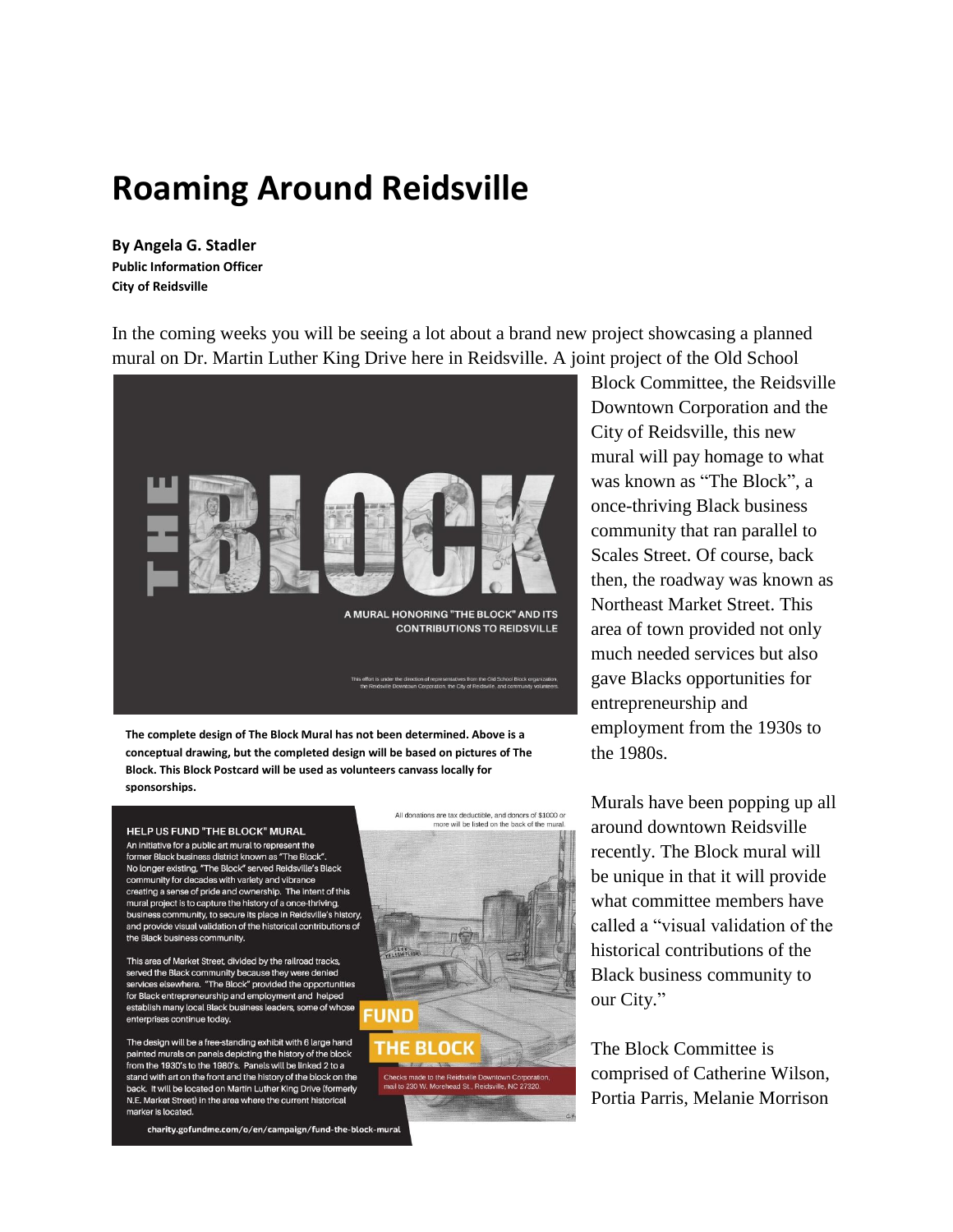# Roaming Around Reidsville

**By Angela G. Stadler**
**Public Information Officer**
**City of Reidsville**

In the coming weeks you will be seeing a lot about a brand new project showcasing a planned mural on Dr. Martin Luther King Drive here in Reidsville. A joint project of the Old School Block Committee, the Reidsville Downtown Corporation and the City of Reidsville, this new mural will pay homage to what was known as "The Block", a once-thriving Black business community that ran parallel to Scales Street. Of course, back then, the roadway was known as Northeast Market Street. This area of town provided not only much needed services but also gave Blacks opportunities for entrepreneurship and employment from the 1930s to the 1980s.

THE BLOCK

A MURAL HONORING "THE BLOCK" AND ITS CONTRIBUTIONS TO REIDSVILLE

This effort is under the direction of representatives from the Old School Block organization, the Reidsville Downtown Corporation, the City of Reidsville, and community volunteers.

**The complete design of The Block Mural has not been determined. Above is a conceptual drawing, but the completed design will be based on pictures of The Block. This Block Postcard will be used as volunteers canvass locally for sponsorships.**

HELP US FUND "THE BLOCK" MURAL

An initiative for a public art mural to represent the former Black business district known as "The Block". No longer existing, "The Block" served Reidsville's Black community for decades with variety and vibrance creating a sense of pride and ownership. The intent of this mural project is to capture the history of a once-thriving business community, to secure its place in Reidsville's history, and provide visual validation of the historical contributions of the Black business community.

This area of Market Street, divided by the railroad tracks, served the Black community because they were denied services elsewhere. "The Block" provided the opportunities for Black entrepreneurship and employment and helped establish many local Black business leaders, some of whose enterprises continue today.

The design will be a free-standing exhibit with 6 large hand painted murals on panels depicting the history of the block from the 1930's to the 1980's. Panels will be linked 2 to a stand with art on the front and the history of the block on the back. It will be located on Martin Luther King Drive (formerly N.E. Market Street) in the area where the current historical marker is located.

All donations are tax deductible, and donors of $1000 or more will be listed on the back of the mural.

FUND THE BLOCK

Checks made to the Reidsville Downtown Corporation, mail to 230 W. Morehead St., Reidsville, NC 27320.

charity.gofundme.com/o/en/campaign/fund-the-block-mural

Murals have been popping up all around downtown Reidsville recently. The Block mural will be unique in that it will provide what committee members have called a "visual validation of the historical contributions of the Black business community to our City."

The Block Committee is comprised of Catherine Wilson, Portia Parris, Melanie Morrison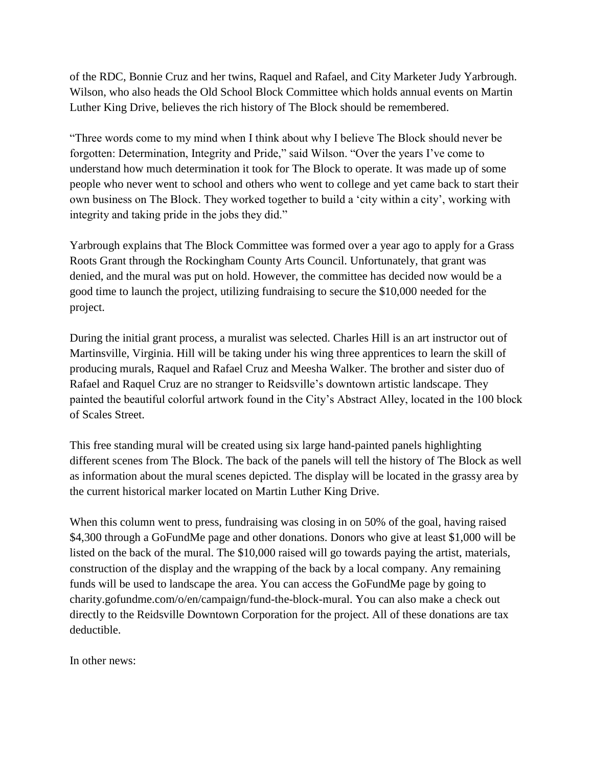of the RDC, Bonnie Cruz and her twins, Raquel and Rafael, and City Marketer Judy Yarbrough. Wilson, who also heads the Old School Block Committee which holds annual events on Martin Luther King Drive, believes the rich history of The Block should be remembered.

“Three words come to my mind when I think about why I believe The Block should never be forgotten: Determination, Integrity and Pride,” said Wilson. “Over the years I’ve come to understand how much determination it took for The Block to operate. It was made up of some people who never went to school and others who went to college and yet came back to start their own business on The Block. They worked together to build a ‘city within a city’, working with integrity and taking pride in the jobs they did.”

Yarbrough explains that The Block Committee was formed over a year ago to apply for a Grass Roots Grant through the Rockingham County Arts Council. Unfortunately, that grant was denied, and the mural was put on hold. However, the committee has decided now would be a good time to launch the project, utilizing fundraising to secure the $10,000 needed for the project.

During the initial grant process, a muralist was selected. Charles Hill is an art instructor out of Martinsville, Virginia. Hill will be taking under his wing three apprentices to learn the skill of producing murals, Raquel and Rafael Cruz and Meesha Walker. The brother and sister duo of Rafael and Raquel Cruz are no stranger to Reidsville’s downtown artistic landscape. They painted the beautiful colorful artwork found in the City’s Abstract Alley, located in the 100 block of Scales Street.

This free standing mural will be created using six large hand-painted panels highlighting different scenes from The Block. The back of the panels will tell the history of The Block as well as information about the mural scenes depicted. The display will be located in the grassy area by the current historical marker located on Martin Luther King Drive.

When this column went to press, fundraising was closing in on 50% of the goal, having raised $4,300 through a GoFundMe page and other donations. Donors who give at least $1,000 will be listed on the back of the mural. The $10,000 raised will go towards paying the artist, materials, construction of the display and the wrapping of the back by a local company. Any remaining funds will be used to landscape the area. You can access the GoFundMe page by going to charity.gofundme.com/o/en/campaign/fund-the-block-mural. You can also make a check out directly to the Reidsville Downtown Corporation for the project. All of these donations are tax deductible.

In other news: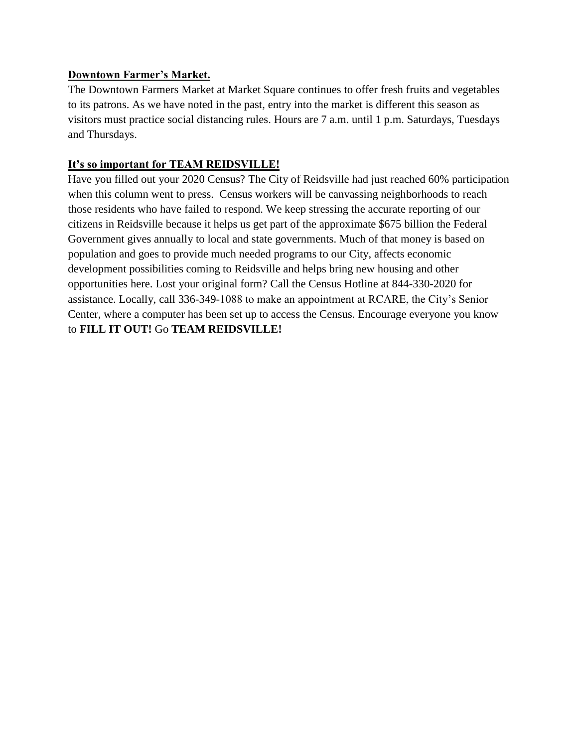**Downtown Farmer's Market.**

The Downtown Farmers Market at Market Square continues to offer fresh fruits and vegetables to its patrons. As we have noted in the past, entry into the market is different this season as visitors must practice social distancing rules. Hours are 7 a.m. until 1 p.m. Saturdays, Tuesdays and Thursdays.

**It's so important for TEAM REIDSVILLE!**

Have you filled out your 2020 Census? The City of Reidsville had just reached 60% participation when this column went to press. Census workers will be canvassing neighborhoods to reach those residents who have failed to respond. We keep stressing the accurate reporting of our citizens in Reidsville because it helps us get part of the approximate $675 billion the Federal Government gives annually to local and state governments. Much of that money is based on population and goes to provide much needed programs to our City, affects economic development possibilities coming to Reidsville and helps bring new housing and other opportunities here. Lost your original form? Call the Census Hotline at 844-330-2020 for assistance. Locally, call 336-349-1088 to make an appointment at RCARE, the City's Senior Center, where a computer has been set up to access the Census. Encourage everyone you know to **FILL IT OUT!** Go **TEAM REIDSVILLE!**